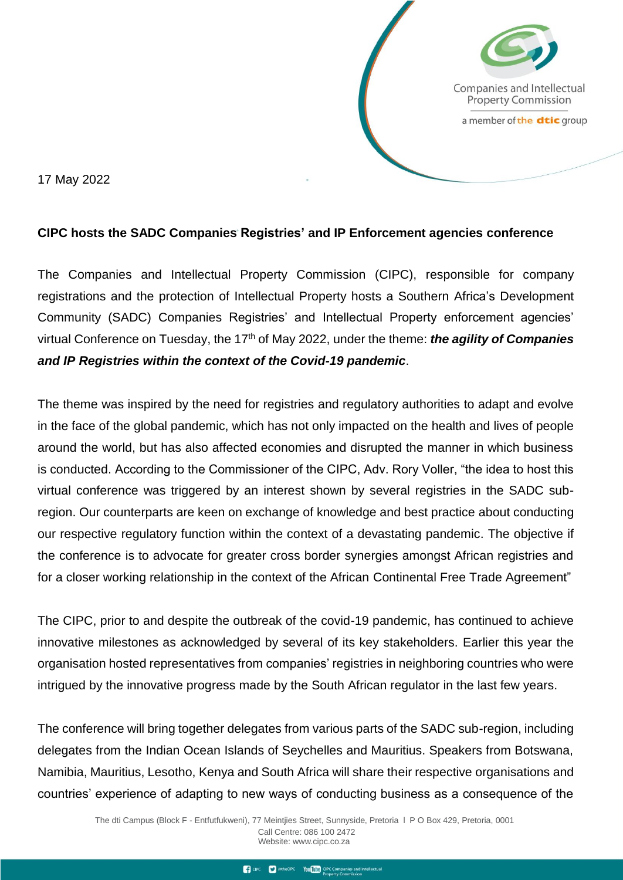17 May 2022

**CIPC hosts the SADC Companies Registries' and IP Enforcement agencies conference**

The Companies and Intellectual Property Commission (CIPC), responsible for company registrations and the protection of Intellectual Property hosts a Southern Africa's Development Community (SADC) Companies Registries' and Intellectual Property enforcement agencies' virtual Conference on Tuesday, the 17th of May 2022, under the theme: ***the agility of Companies and IP Registries within the context of the Covid-19 pandemic***.

The theme was inspired by the need for registries and regulatory authorities to adapt and evolve in the face of the global pandemic, which has not only impacted on the health and lives of people around the world, but has also affected economies and disrupted the manner in which business is conducted. According to the Commissioner of the CIPC, Adv. Rory Voller, "the idea to host this virtual conference was triggered by an interest shown by several registries in the SADC sub-region. Our counterparts are keen on exchange of knowledge and best practice about conducting our respective regulatory function within the context of a devastating pandemic. The objective if the conference is to advocate for greater cross border synergies amongst African registries and for a closer working relationship in the context of the African Continental Free Trade Agreement"

The CIPC, prior to and despite the outbreak of the covid-19 pandemic, has continued to achieve innovative milestones as acknowledged by several of its key stakeholders. Earlier this year the organisation hosted representatives from companies' registries in neighboring countries who were intrigued by the innovative progress made by the South African regulator in the last few years.

The conference will bring together delegates from various parts of the SADC sub-region, including delegates from the Indian Ocean Islands of Seychelles and Mauritius. Speakers from Botswana, Namibia, Mauritius, Lesotho, Kenya and South Africa will share their respective organisations and countries' experience of adapting to new ways of conducting business as a consequence of the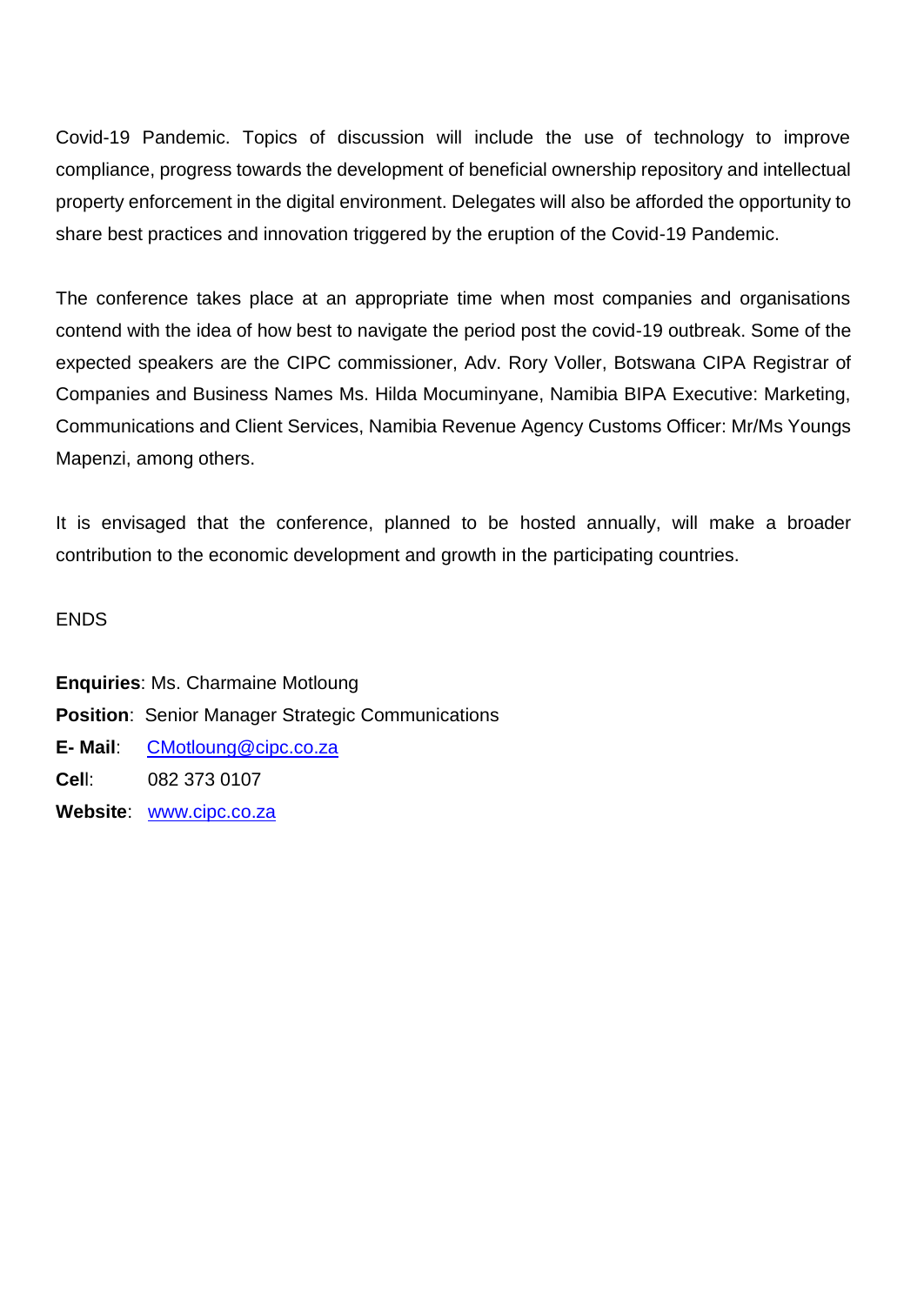Covid-19 Pandemic. Topics of discussion will include the use of technology to improve compliance, progress towards the development of beneficial ownership repository and intellectual property enforcement in the digital environment. Delegates will also be afforded the opportunity to share best practices and innovation triggered by the eruption of the Covid-19 Pandemic.

The conference takes place at an appropriate time when most companies and organisations contend with the idea of how best to navigate the period post the covid-19 outbreak. Some of the expected speakers are the CIPC commissioner, Adv. Rory Voller, Botswana CIPA Registrar of Companies and Business Names Ms. Hilda Mocuminyane, Namibia BIPA Executive: Marketing, Communications and Client Services, Namibia Revenue Agency Customs Officer: Mr/Ms Youngs Mapenzi, among others.

It is envisaged that the conference, planned to be hosted annually, will make a broader contribution to the economic development and growth in the participating countries.

ENDS

**Enquiries**: Ms. Charmaine Motloung
**Position**: Senior Manager Strategic Communications
**E- Mail**: CMotloung@cipc.co.za
**Cell**: 082 373 0107
**Website**: www.cipc.co.za